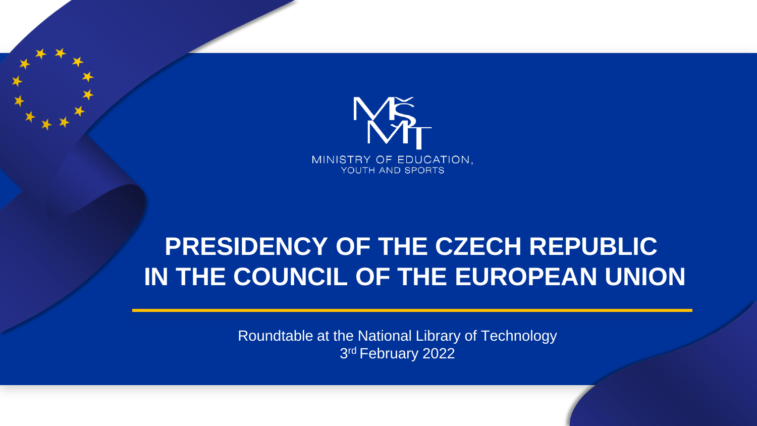MINISTRY OF EDUCATION, YOUTH AND SPORTS

# PRESIDENCY OF THE CZECH REPUBLIC IN THE COUNCIL OF THE EUROPEAN UNION

Roundtable at the National Library of Technology
3rd February 2022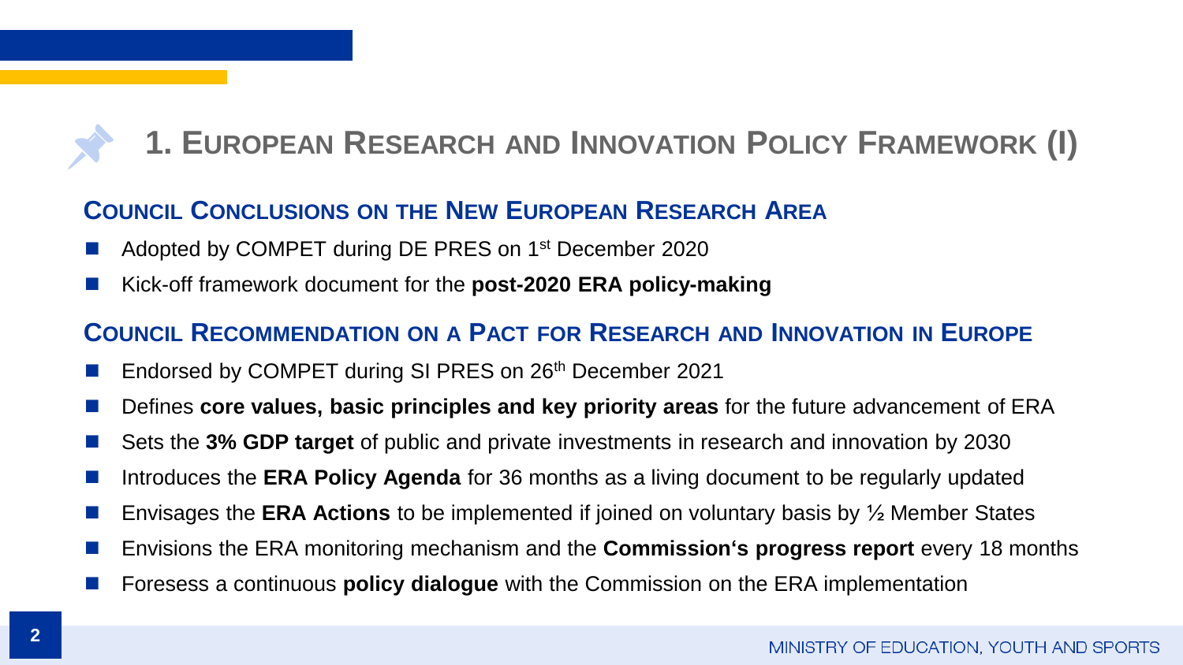# 1. European Research and Innovation Policy Framework (I)

## Council Conclusions on the New European Research Area

- Adopted by COMPET during DE PRES on 1st December 2020
- Kick-off framework document for the **post-2020 ERA policy-making**

## Council Recommendation on a Pact for Research and Innovation in Europe

- Endorsed by COMPET during SI PRES on 26th December 2021
- Defines **core values, basic principles and key priority areas** for the future advancement of ERA
- Sets the **3% GDP target** of public and private investments in research and innovation by 2030
- Introduces the **ERA Policy Agenda** for 36 months as a living document to be regularly updated
- Envisages the **ERA Actions** to be implemented if joined on voluntary basis by ½ Member States
- Envisions the ERA monitoring mechanism and the **Commission's progress report** every 18 months
- Foresess a continuous **policy dialogue** with the Commission on the ERA implementation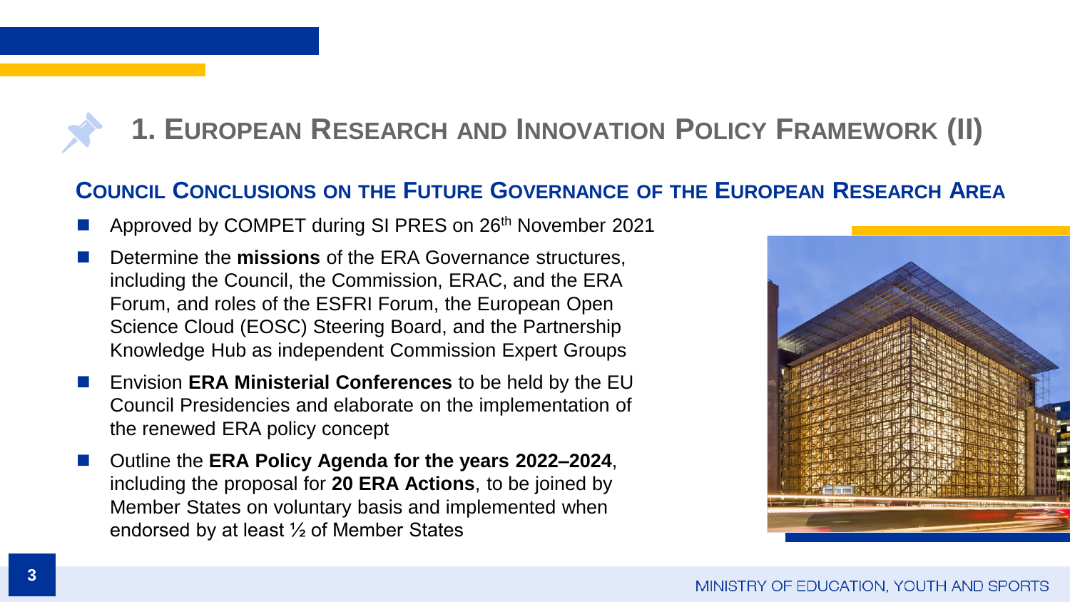# 1. European Research and Innovation Policy Framework (II)

## Council Conclusions on the Future Governance of the European Research Area

- Approved by COMPET during SI PRES on 26th November 2021
- Determine the **missions** of the ERA Governance structures, including the Council, the Commission, ERAC, and the ERA Forum, and roles of the ESFRI Forum, the European Open Science Cloud (EOSC) Steering Board, and the Partnership Knowledge Hub as independent Commission Expert Groups
- Envision **ERA Ministerial Conferences** to be held by the EU Council Presidencies and elaborate on the implementation of the renewed ERA policy concept
- Outline the **ERA Policy Agenda for the years 2022–2024**, including the proposal for **20 ERA Actions**, to be joined by Member States on voluntary basis and implemented when endorsed by at least ½ of Member States

MINISTRY OF EDUCATION, YOUTH AND SPORTS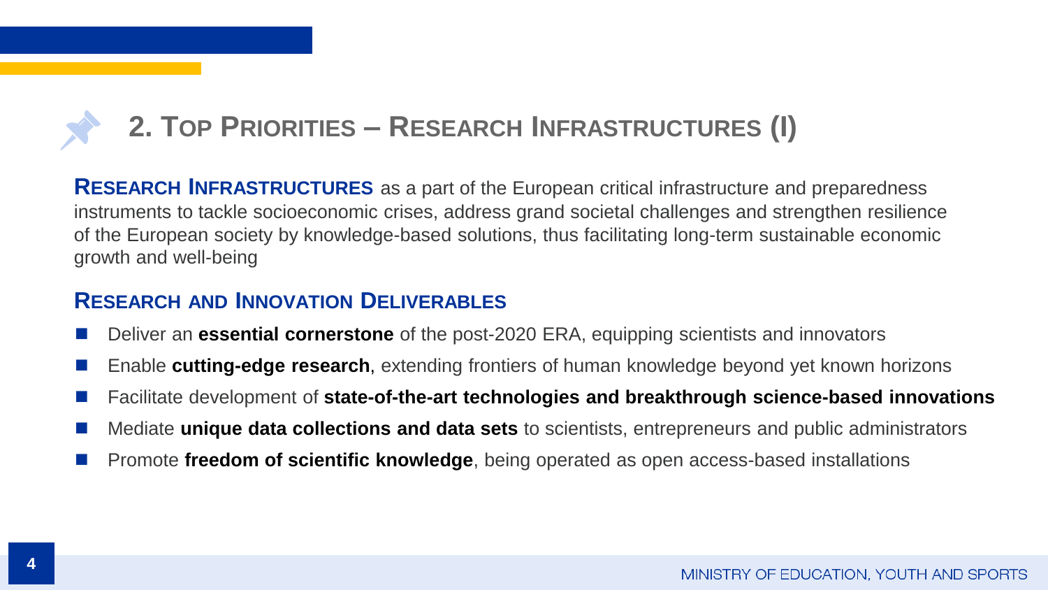## 2. Top Priorities – Research Infrastructures (I)

**Research Infrastructures** as a part of the European critical infrastructure and preparedness instruments to tackle socioeconomic crises, address grand societal challenges and strengthen resilience of the European society by knowledge-based solutions, thus facilitating long-term sustainable economic growth and well-being

### Research and Innovation Deliverables

- Deliver an **essential cornerstone** of the post-2020 ERA, equipping scientists and innovators
- Enable **cutting-edge research**, extending frontiers of human knowledge beyond yet known horizons
- Facilitate development of **state-of-the-art technologies and breakthrough science-based innovations**
- Mediate **unique data collections and data sets** to scientists, entrepreneurs and public administrators
- Promote **freedom of scientific knowledge**, being operated as open access-based installations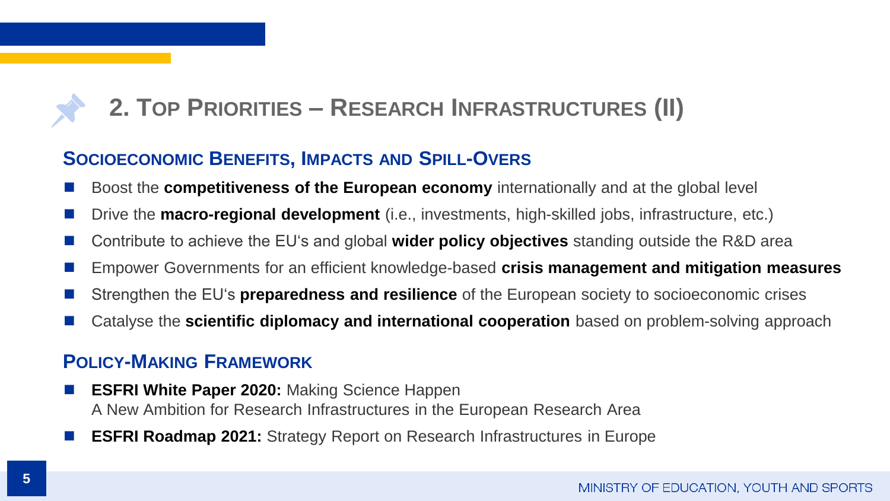## 2. Top Priorities – Research Infrastructures (II)

### Socioeconomic Benefits, Impacts and Spill-Overs

- Boost the **competitiveness of the European economy** internationally and at the global level
- Drive the **macro-regional development** (i.e., investments, high-skilled jobs, infrastructure, etc.)
- Contribute to achieve the EU's and global **wider policy objectives** standing outside the R&D area
- Empower Governments for an efficient knowledge-based **crisis management and mitigation measures**
- Strengthen the EU's **preparedness and resilience** of the European society to socioeconomic crises
- Catalyse the **scientific diplomacy and international cooperation** based on problem-solving approach

### Policy-Making Framework

- **ESFRI White Paper 2020:** Making Science Happen
  A New Ambition for Research Infrastructures in the European Research Area
- **ESFRI Roadmap 2021:** Strategy Report on Research Infrastructures in Europe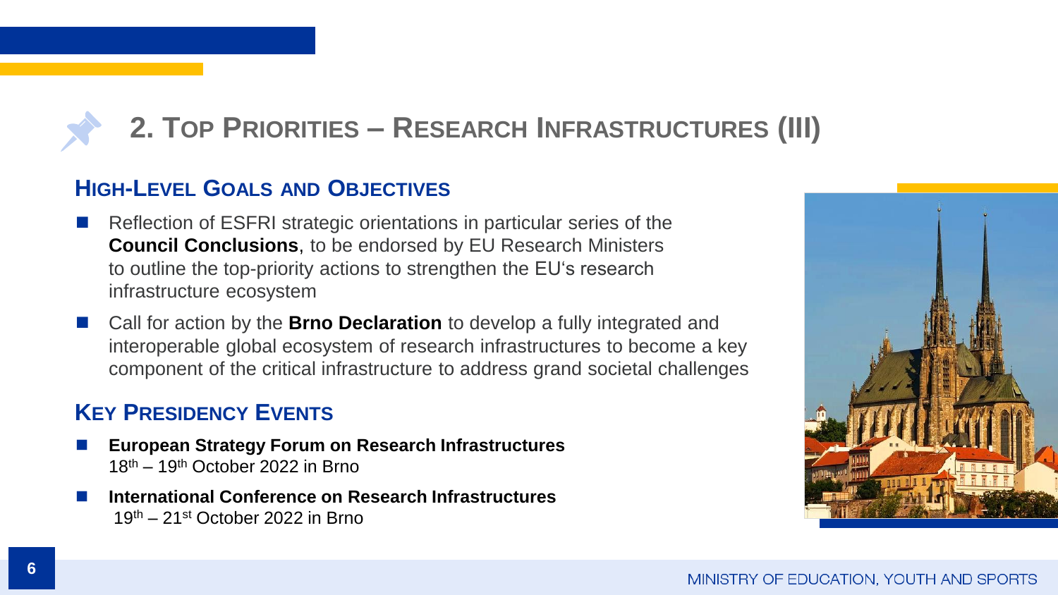# 2. Top Priorities – Research Infrastructures (III)

## High-Level Goals and Objectives

- Reflection of ESFRI strategic orientations in particular series of the **Council Conclusions**, to be endorsed by EU Research Ministers to outline the top-priority actions to strengthen the EU's research infrastructure ecosystem
- Call for action by the **Brno Declaration** to develop a fully integrated and interoperable global ecosystem of research infrastructures to become a key component of the critical infrastructure to address grand societal challenges

## Key Presidency Events

- **European Strategy Forum on Research Infrastructures**
  18th – 19th October 2022 in Brno
- **International Conference on Research Infrastructures**
  19th – 21st October 2022 in Brno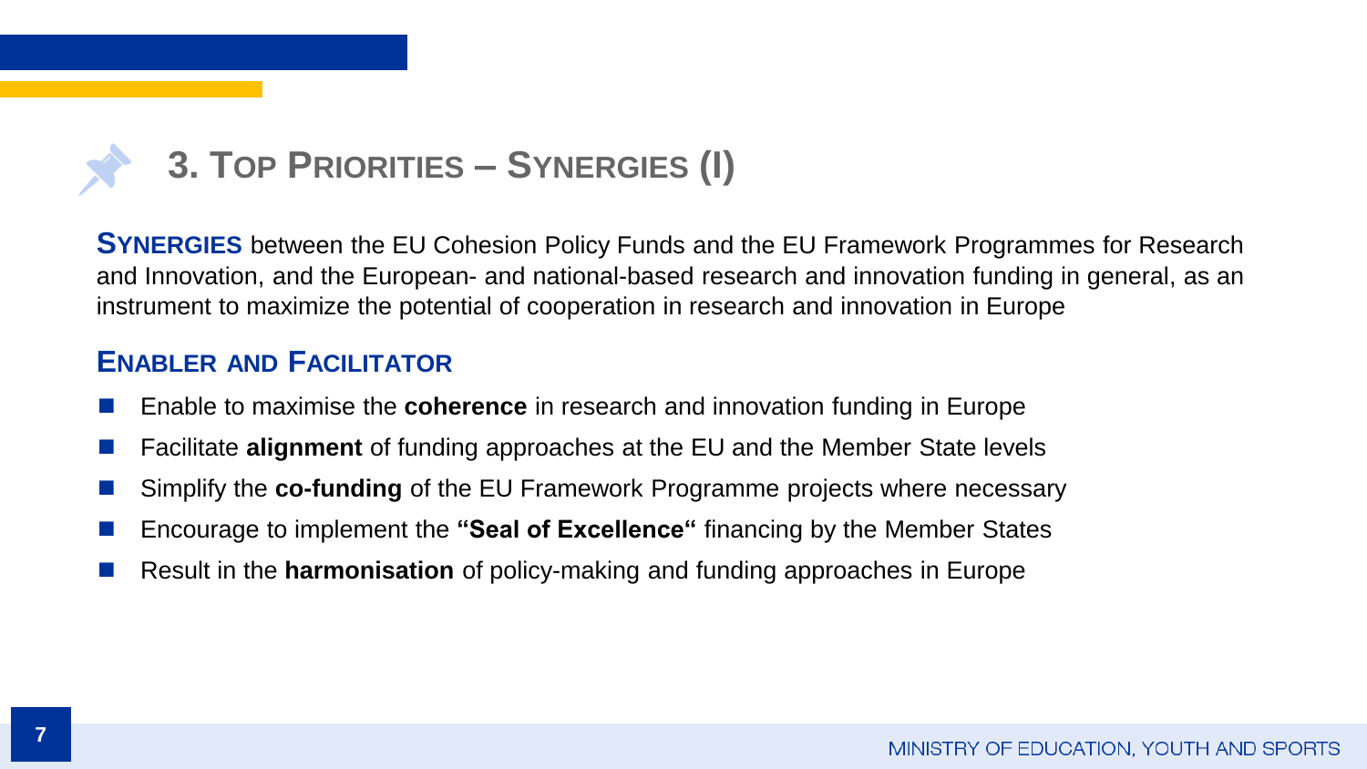# 3. Top Priorities – Synergies (I)

**Synergies** between the EU Cohesion Policy Funds and the EU Framework Programmes for Research and Innovation, and the European- and national-based research and innovation funding in general, as an instrument to maximize the potential of cooperation in research and innovation in Europe

## Enabler and Facilitator

- Enable to maximise the **coherence** in research and innovation funding in Europe
- Facilitate **alignment** of funding approaches at the EU and the Member State levels
- Simplify the **co-funding** of the EU Framework Programme projects where necessary
- Encourage to implement the **"Seal of Excellence"** financing by the Member States
- Result in the **harmonisation** of policy-making and funding approaches in Europe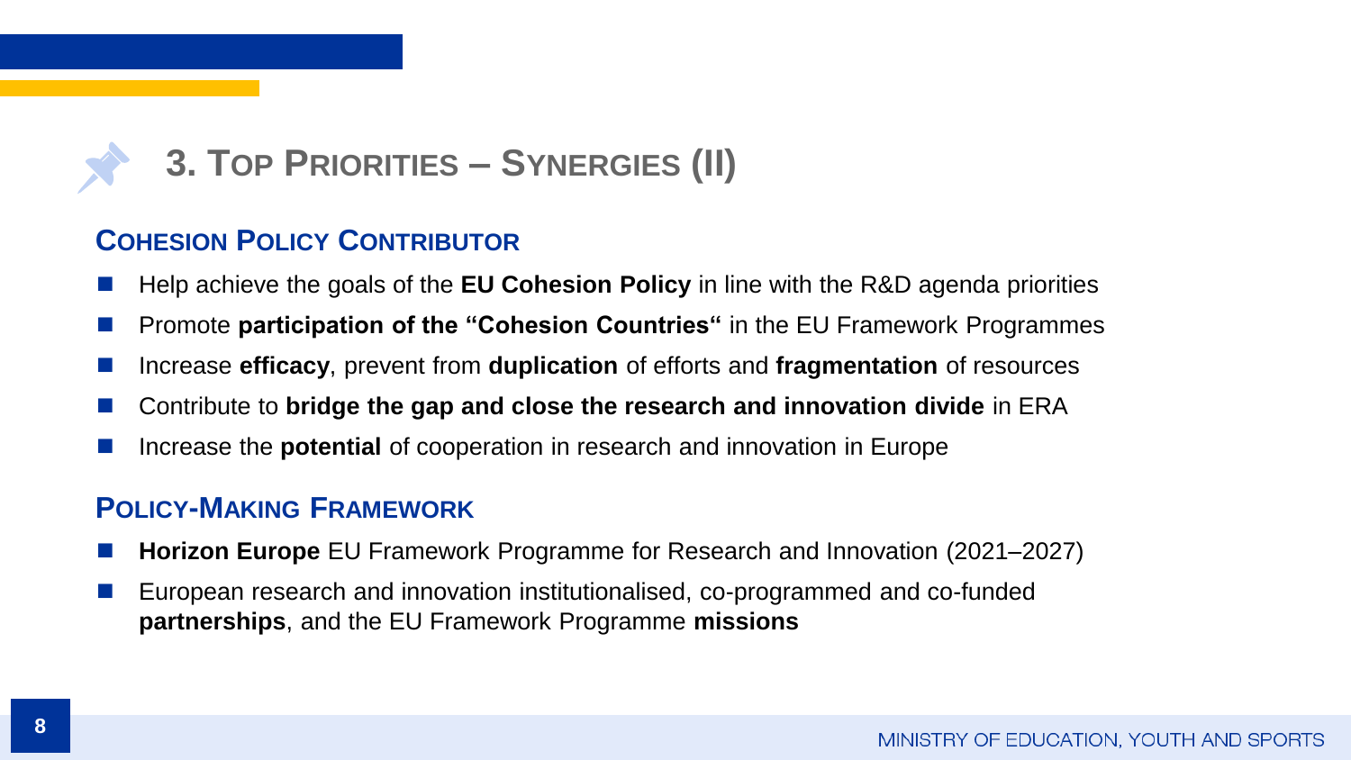# 3. Top Priorities – Synergies (II)

## Cohesion Policy Contributor

- Help achieve the goals of the **EU Cohesion Policy** in line with the R&D agenda priorities
- Promote **participation of the "Cohesion Countries"** in the EU Framework Programmes
- Increase **efficacy**, prevent from **duplication** of efforts and **fragmentation** of resources
- Contribute to **bridge the gap and close the research and innovation divide** in ERA
- Increase the **potential** of cooperation in research and innovation in Europe

## Policy-Making Framework

- **Horizon Europe** EU Framework Programme for Research and Innovation (2021–2027)
- European research and innovation institutionalised, co-programmed and co-funded **partnerships**, and the EU Framework Programme **missions**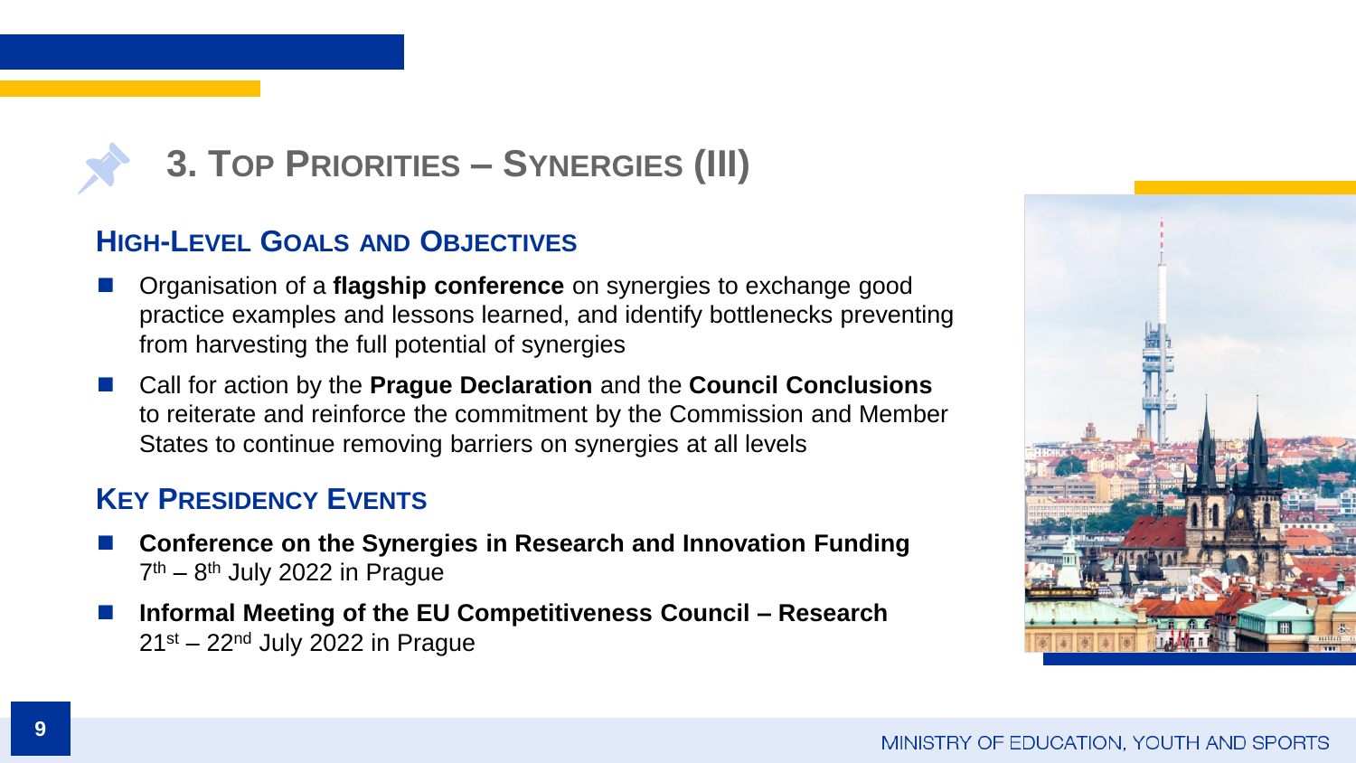# 3. Top Priorities – Synergies (III)

## High-Level Goals and Objectives

- Organisation of a **flagship conference** on synergies to exchange good practice examples and lessons learned, and identify bottlenecks preventing from harvesting the full potential of synergies
- Call for action by the **Prague Declaration** and the **Council Conclusions** to reiterate and reinforce the commitment by the Commission and Member States to continue removing barriers on synergies at all levels

## Key Presidency Events

- **Conference on the Synergies in Research and Innovation Funding**
  7th – 8th July 2022 in Prague
- **Informal Meeting of the EU Competitiveness Council – Research**
  21st – 22nd July 2022 in Prague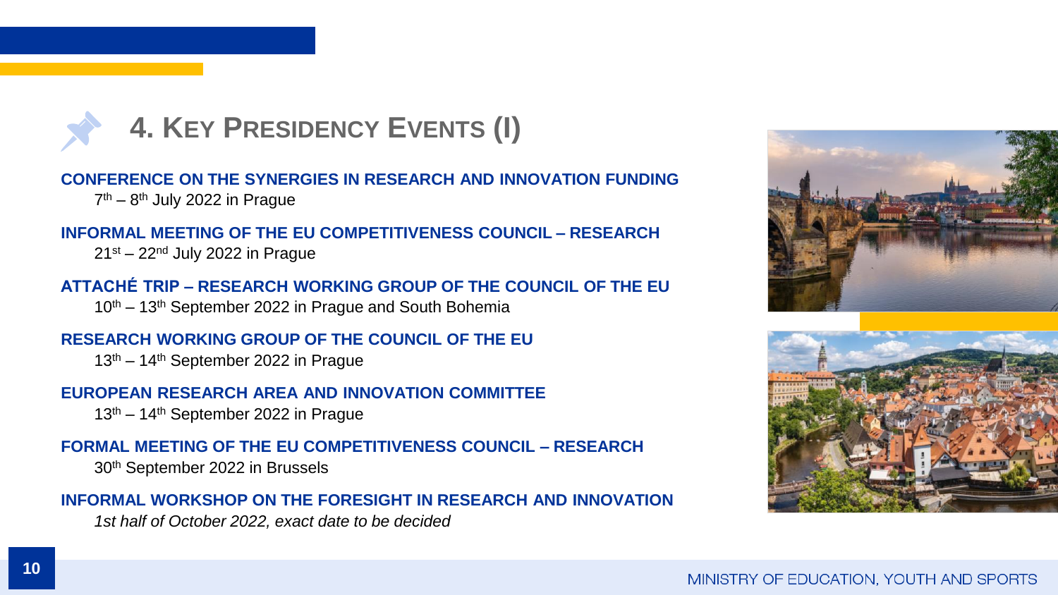## 4. Key Presidency Events (I)

**CONFERENCE ON THE SYNERGIES IN RESEARCH AND INNOVATION FUNDING**
7th – 8th July 2022 in Prague

**INFORMAL MEETING OF THE EU COMPETITIVENESS COUNCIL – RESEARCH**
21st – 22nd July 2022 in Prague

**ATTACHÉ TRIP – RESEARCH WORKING GROUP OF THE COUNCIL OF THE EU**
10th – 13th September 2022 in Prague and South Bohemia

**RESEARCH WORKING GROUP OF THE COUNCIL OF THE EU**
13th – 14th September 2022 in Prague

**EUROPEAN RESEARCH AREA AND INNOVATION COMMITTEE**
13th – 14th September 2022 in Prague

**FORMAL MEETING OF THE EU COMPETITIVENESS COUNCIL – RESEARCH**
30th September 2022 in Brussels

**INFORMAL WORKSHOP ON THE FORESIGHT IN RESEARCH AND INNOVATION**
*1st half of October 2022, exact date to be decided*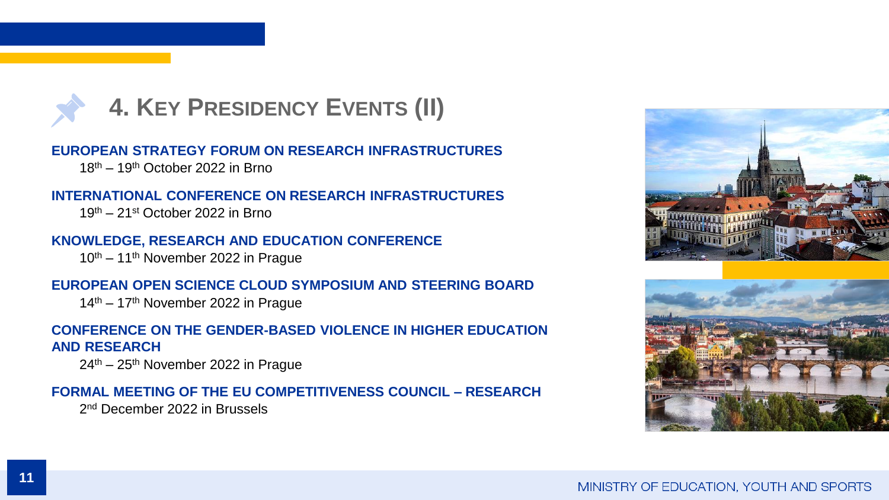# 4. Key Presidency Events (II)

**EUROPEAN STRATEGY FORUM ON RESEARCH INFRASTRUCTURES**
18th – 19th October 2022 in Brno

**INTERNATIONAL CONFERENCE ON RESEARCH INFRASTRUCTURES**
19th – 21st October 2022 in Brno

**KNOWLEDGE, RESEARCH AND EDUCATION CONFERENCE**
10th – 11th November 2022 in Prague

**EUROPEAN OPEN SCIENCE CLOUD SYMPOSIUM AND STEERING BOARD**
14th – 17th November 2022 in Prague

**CONFERENCE ON THE GENDER-BASED VIOLENCE IN HIGHER EDUCATION AND RESEARCH**
24th – 25th November 2022 in Prague

**FORMAL MEETING OF THE EU COMPETITIVENESS COUNCIL – RESEARCH**
2nd December 2022 in Brussels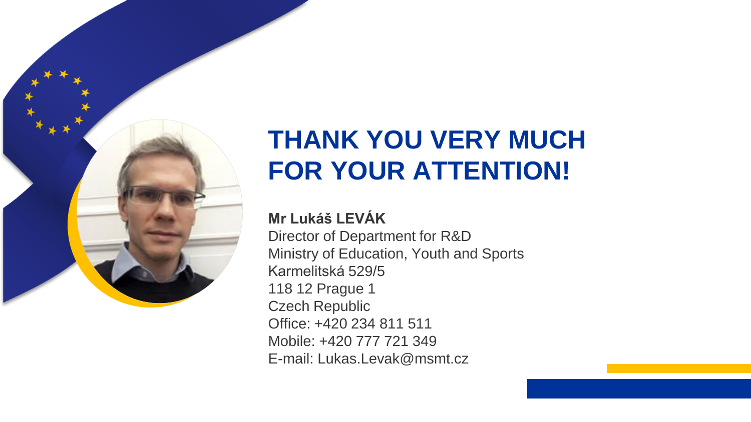# THANK YOU VERY MUCH FOR YOUR ATTENTION!

**Mr Lukáš LEVÁK**
Director of Department for R&D
Ministry of Education, Youth and Sports
Karmelitská 529/5
118 12 Prague 1
Czech Republic
Office: +420 234 811 511
Mobile: +420 777 721 349
E-mail: Lukas.Levak@msmt.cz